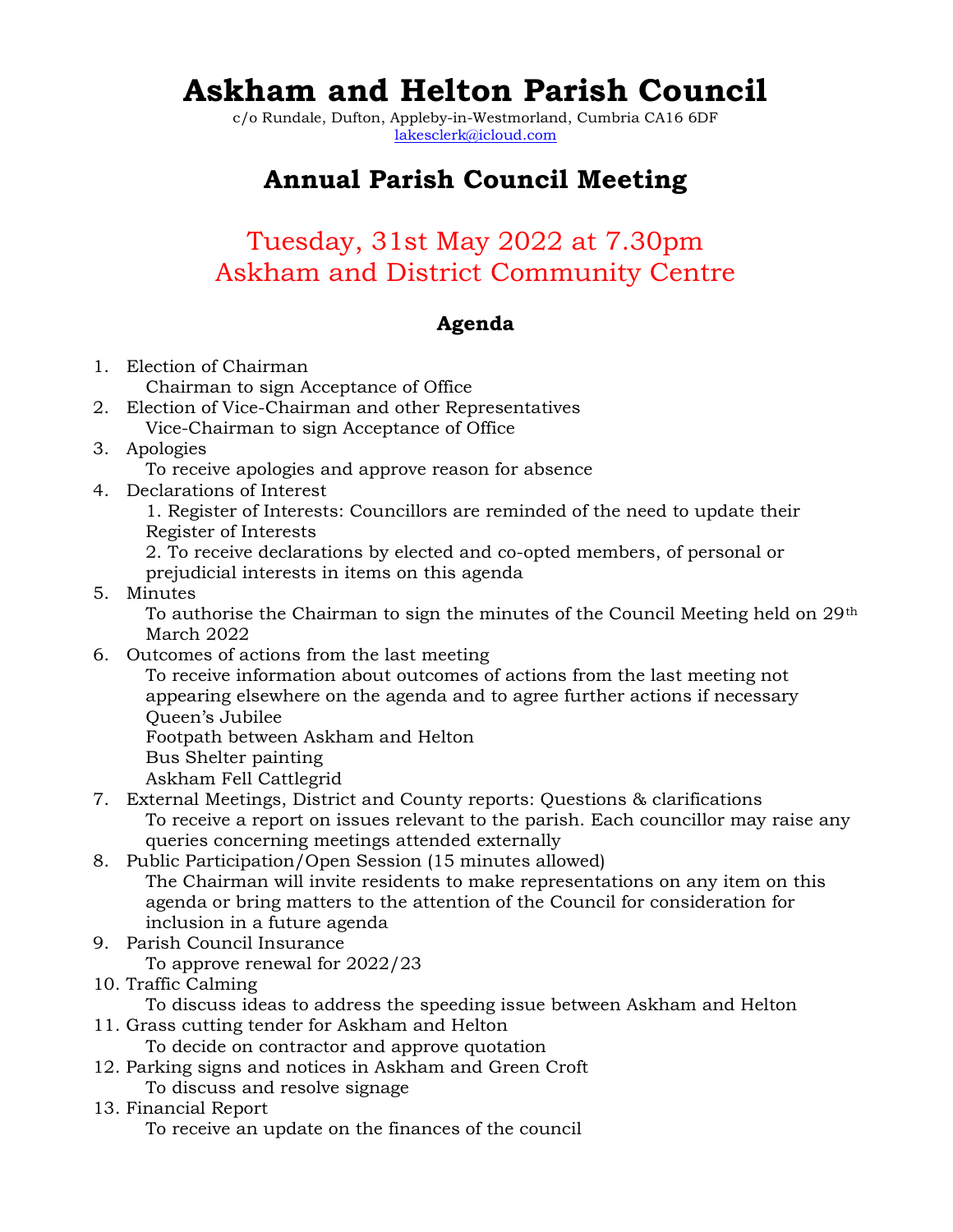# Askham and Helton Parish Council

c/o Rundale, Dufton, Appleby-in-Westmorland, Cumbria CA16 6DF
lakesclerk@icloud.com

## Annual Parish Council Meeting

### Tuesday, 31st May 2022 at 7.30pm
### Askham and District Community Centre

### Agenda

1. Election of Chairman
   Chairman to sign Acceptance of Office
2. Election of Vice-Chairman and other Representatives
   Vice-Chairman to sign Acceptance of Office
3. Apologies
   To receive apologies and approve reason for absence
4. Declarations of Interest
   1. Register of Interests: Councillors are reminded of the need to update their Register of Interests
   2. To receive declarations by elected and co-opted members, of personal or prejudicial interests in items on this agenda
5. Minutes
   To authorise the Chairman to sign the minutes of the Council Meeting held on 29th March 2022
6. Outcomes of actions from the last meeting
   To receive information about outcomes of actions from the last meeting not appearing elsewhere on the agenda and to agree further actions if necessary
   Queen's Jubilee
   Footpath between Askham and Helton
   Bus Shelter painting
   Askham Fell Cattlegrid
7. External Meetings, District and County reports: Questions & clarifications
   To receive a report on issues relevant to the parish. Each councillor may raise any queries concerning meetings attended externally
8. Public Participation/Open Session (15 minutes allowed)
   The Chairman will invite residents to make representations on any item on this agenda or bring matters to the attention of the Council for consideration for inclusion in a future agenda
9. Parish Council Insurance
   To approve renewal for 2022/23
10. Traffic Calming
    To discuss ideas to address the speeding issue between Askham and Helton
11. Grass cutting tender for Askham and Helton
    To decide on contractor and approve quotation
12. Parking signs and notices in Askham and Green Croft
    To discuss and resolve signage
13. Financial Report
    To receive an update on the finances of the council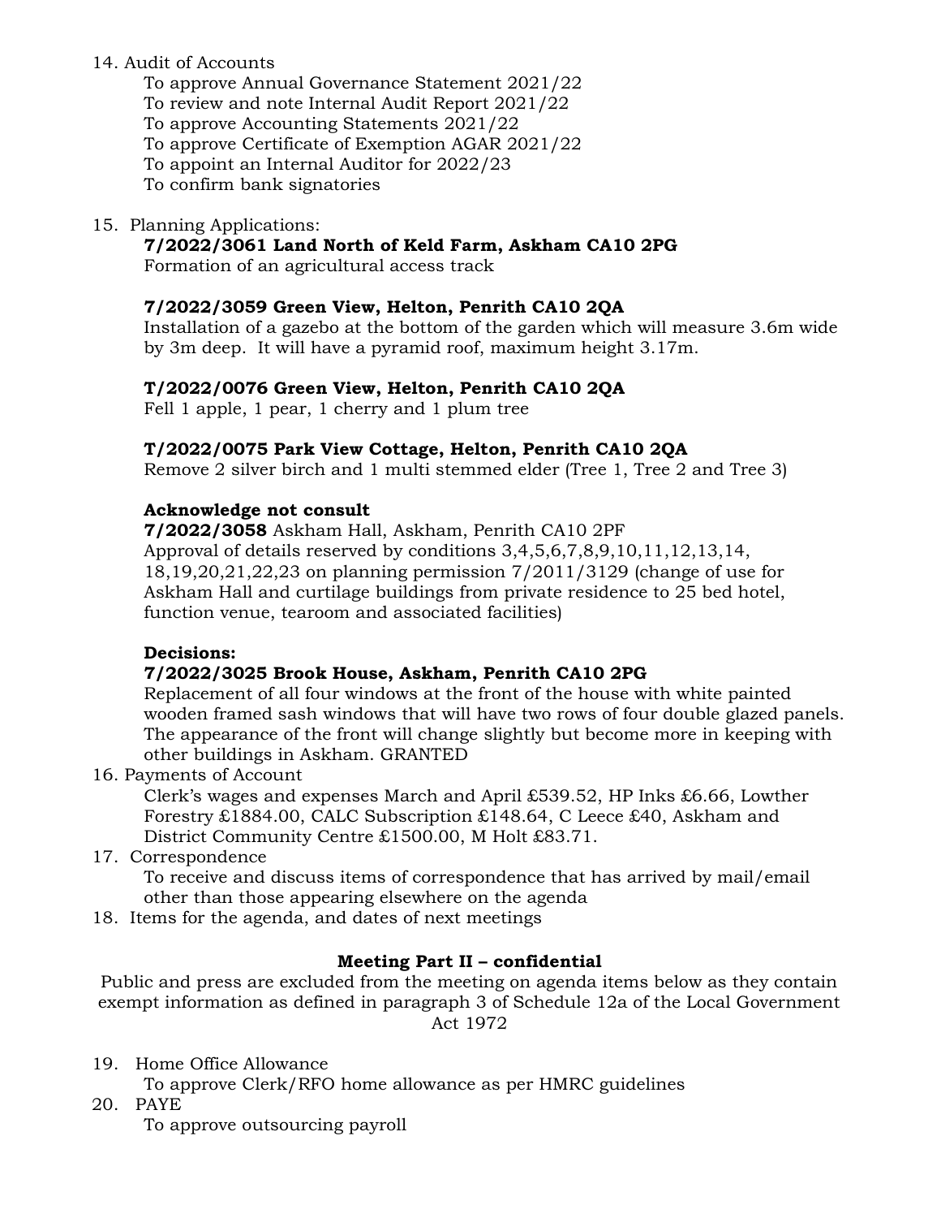14. Audit of Accounts
    To approve Annual Governance Statement 2021/22
    To review and note Internal Audit Report 2021/22
    To approve Accounting Statements 2021/22
    To approve Certificate of Exemption AGAR 2021/22
    To appoint an Internal Auditor for 2022/23
    To confirm bank signatories

15. Planning Applications:

    **7/2022/3061 Land North of Keld Farm, Askham CA10 2PG**
    Formation of an agricultural access track

    **7/2022/3059 Green View, Helton, Penrith CA10 2QA**
    Installation of a gazebo at the bottom of the garden which will measure 3.6m wide by 3m deep. It will have a pyramid roof, maximum height 3.17m.

    **T/2022/0076 Green View, Helton, Penrith CA10 2QA**
    Fell 1 apple, 1 pear, 1 cherry and 1 plum tree

    **T/2022/0075 Park View Cottage, Helton, Penrith CA10 2QA**
    Remove 2 silver birch and 1 multi stemmed elder (Tree 1, Tree 2 and Tree 3)

    **Acknowledge not consult**
    **7/2022/3058** Askham Hall, Askham, Penrith CA10 2PF
    Approval of details reserved by conditions 3,4,5,6,7,8,9,10,11,12,13,14, 18,19,20,21,22,23 on planning permission 7/2011/3129 (change of use for Askham Hall and curtilage buildings from private residence to 25 bed hotel, function venue, tearoom and associated facilities)

    **Decisions:**
    **7/2022/3025 Brook House, Askham, Penrith CA10 2PG**
    Replacement of all four windows at the front of the house with white painted wooden framed sash windows that will have two rows of four double glazed panels. The appearance of the front will change slightly but become more in keeping with other buildings in Askham. GRANTED

16. Payments of Account
    Clerk's wages and expenses March and April £539.52, HP Inks £6.66, Lowther Forestry £1884.00, CALC Subscription £148.64, C Leece £40, Askham and District Community Centre £1500.00, M Holt £83.71.

17. Correspondence
    To receive and discuss items of correspondence that has arrived by mail/email other than those appearing elsewhere on the agenda

18. Items for the agenda, and dates of next meetings

**Meeting Part II – confidential**

Public and press are excluded from the meeting on agenda items below as they contain exempt information as defined in paragraph 3 of Schedule 12a of the Local Government Act 1972

19. Home Office Allowance
    To approve Clerk/RFO home allowance as per HMRC guidelines

20. PAYE
    To approve outsourcing payroll